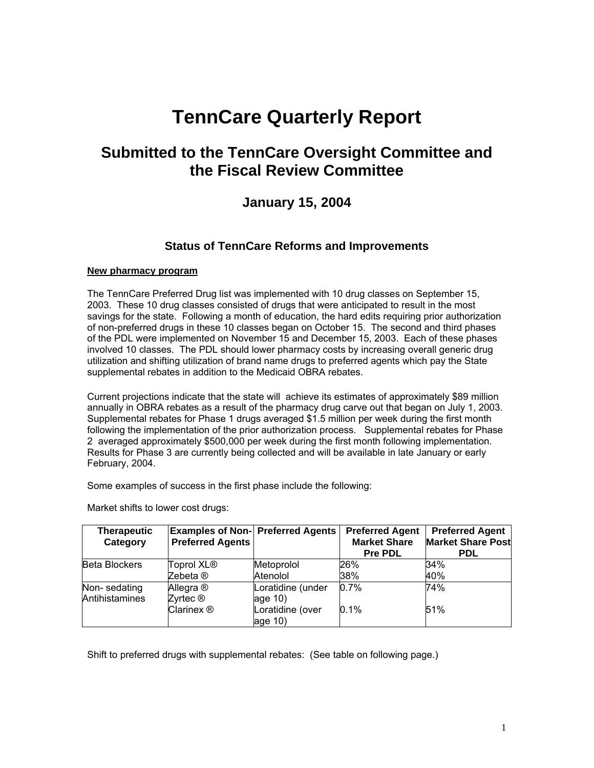# TennCare Quarterly Report

## Submitted to the TennCare Oversight Committee and the Fiscal Review Committee

### January 15, 2004

### Status of TennCare Reforms and Improvements

**New pharmacy program**

The TennCare Preferred Drug list was implemented with 10 drug classes on September 15, 2003. These 10 drug classes consisted of drugs that were anticipated to result in the most savings for the state. Following a month of education, the hard edits requiring prior authorization of non-preferred drugs in these 10 classes began on October 15. The second and third phases of the PDL were implemented on November 15 and December 15, 2003. Each of these phases involved 10 classes. The PDL should lower pharmacy costs by increasing overall generic drug utilization and shifting utilization of brand name drugs to preferred agents which pay the State supplemental rebates in addition to the Medicaid OBRA rebates.

Current projections indicate that the state will achieve its estimates of approximately $89 million annually in OBRA rebates as a result of the pharmacy drug carve out that began on July 1, 2003. Supplemental rebates for Phase 1 drugs averaged $1.5 million per week during the first month following the implementation of the prior authorization process. Supplemental rebates for Phase 2 averaged approximately $500,000 per week during the first month following implementation. Results for Phase 3 are currently being collected and will be available in late January or early February, 2004.

Some examples of success in the first phase include the following:

Market shifts to lower cost drugs:

| Therapeutic Category | Examples of Non-Preferred Agents | Preferred Agents | Preferred Agent Market Share Pre PDL | Preferred Agent Market Share Post PDL |
|---|---|---|---|---|
| Beta Blockers | Toprol XL® | Metoprolol | 26% | 34% |
| | Zebeta ® | Atenolol | 38% | 40% |
| Non- sedating Antihistamines | Allegra ® | Loratidine (under age 10) | 0.7% | 74% |
| | Zyrtec ® | | | |
| | Clarinex ® | Loratidine (over age 10) | 0.1% | 51% |

Shift to preferred drugs with supplemental rebates: (See table on following page.)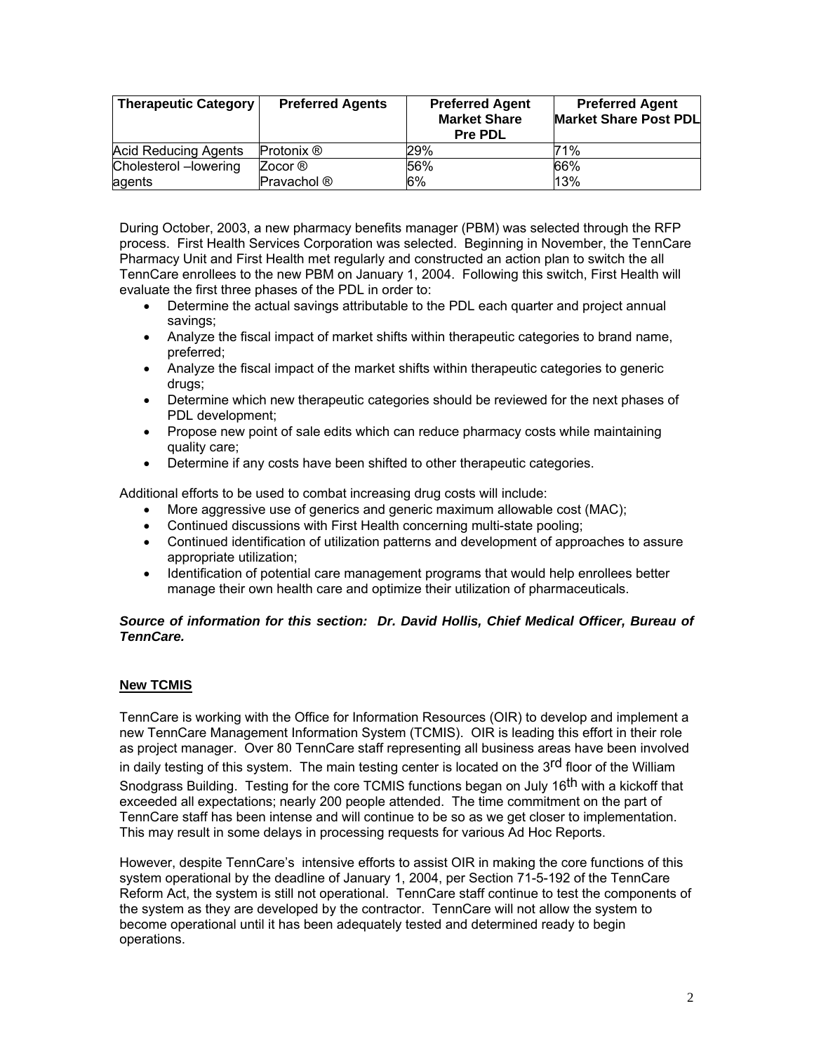| Therapeutic Category | Preferred Agents | Preferred Agent Market Share Pre PDL | Preferred Agent Market Share Post PDL |
|---|---|---|---|
| Acid Reducing Agents | Protonix ® | 29% | 71% |
| Cholesterol –lowering agents | Zocor ®<br>Pravachol ® | 56%<br>6% | 66%<br>13% |

During October, 2003, a new pharmacy benefits manager (PBM) was selected through the RFP process. First Health Services Corporation was selected. Beginning in November, the TennCare Pharmacy Unit and First Health met regularly and constructed an action plan to switch the all TennCare enrollees to the new PBM on January 1, 2004. Following this switch, First Health will evaluate the first three phases of the PDL in order to:

- Determine the actual savings attributable to the PDL each quarter and project annual savings;
- Analyze the fiscal impact of market shifts within therapeutic categories to brand name, preferred;
- Analyze the fiscal impact of the market shifts within therapeutic categories to generic drugs;
- Determine which new therapeutic categories should be reviewed for the next phases of PDL development;
- Propose new point of sale edits which can reduce pharmacy costs while maintaining quality care;
- Determine if any costs have been shifted to other therapeutic categories.

Additional efforts to be used to combat increasing drug costs will include:

- More aggressive use of generics and generic maximum allowable cost (MAC);
- Continued discussions with First Health concerning multi-state pooling;
- Continued identification of utilization patterns and development of approaches to assure appropriate utilization;
- Identification of potential care management programs that would help enrollees better manage their own health care and optimize their utilization of pharmaceuticals.

***Source of information for this section: Dr. David Hollis, Chief Medical Officer, Bureau of TennCare.***

## New TCMIS

TennCare is working with the Office for Information Resources (OIR) to develop and implement a new TennCare Management Information System (TCMIS). OIR is leading this effort in their role as project manager. Over 80 TennCare staff representing all business areas have been involved in daily testing of this system. The main testing center is located on the 3rd floor of the William Snodgrass Building. Testing for the core TCMIS functions began on July 16th with a kickoff that exceeded all expectations; nearly 200 people attended. The time commitment on the part of TennCare staff has been intense and will continue to be so as we get closer to implementation. This may result in some delays in processing requests for various Ad Hoc Reports.

However, despite TennCare's intensive efforts to assist OIR in making the core functions of this system operational by the deadline of January 1, 2004, per Section 71-5-192 of the TennCare Reform Act, the system is still not operational. TennCare staff continue to test the components of the system as they are developed by the contractor. TennCare will not allow the system to become operational until it has been adequately tested and determined ready to begin operations.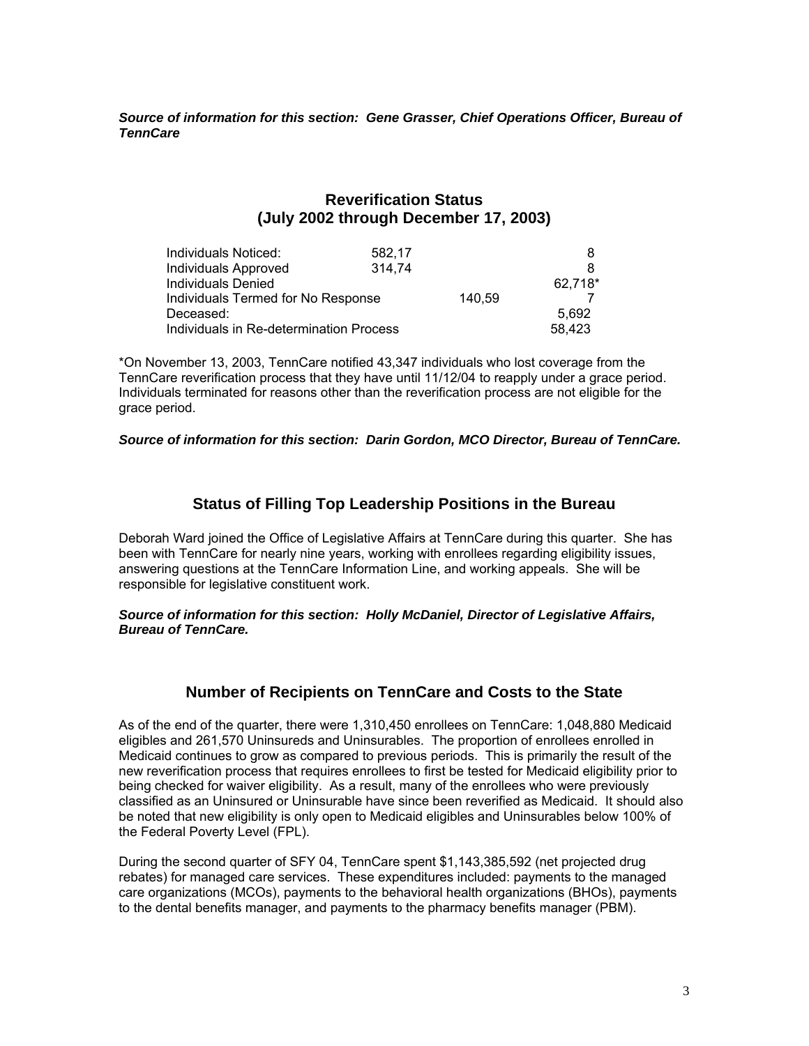***Source of information for this section: Gene Grasser, Chief Operations Officer, Bureau of TennCare***

## Reverification Status
## (July 2002 through December 17, 2003)

| | |
|---|---|
| Individuals Noticed: | 582,178 |
| Individuals Approved | 314,748 |
| Individuals Denied | 62,718* |
| Individuals Termed for No Response | 140,597 |
| Deceased: | 5,692 |
| Individuals in Re-determination Process | 58,423 |

*On November 13, 2003, TennCare notified 43,347 individuals who lost coverage from the TennCare reverification process that they have until 11/12/04 to reapply under a grace period. Individuals terminated for reasons other than the reverification process are not eligible for the grace period.

***Source of information for this section: Darin Gordon, MCO Director, Bureau of TennCare.***

## Status of Filling Top Leadership Positions in the Bureau

Deborah Ward joined the Office of Legislative Affairs at TennCare during this quarter. She has been with TennCare for nearly nine years, working with enrollees regarding eligibility issues, answering questions at the TennCare Information Line, and working appeals. She will be responsible for legislative constituent work.

***Source of information for this section: Holly McDaniel, Director of Legislative Affairs, Bureau of TennCare.***

## Number of Recipients on TennCare and Costs to the State

As of the end of the quarter, there were 1,310,450 enrollees on TennCare: 1,048,880 Medicaid eligibles and 261,570 Uninsureds and Uninsurables. The proportion of enrollees enrolled in Medicaid continues to grow as compared to previous periods. This is primarily the result of the new reverification process that requires enrollees to first be tested for Medicaid eligibility prior to being checked for waiver eligibility. As a result, many of the enrollees who were previously classified as an Uninsured or Uninsurable have since been reverified as Medicaid. It should also be noted that new eligibility is only open to Medicaid eligibles and Uninsurables below 100% of the Federal Poverty Level (FPL).

During the second quarter of SFY 04, TennCare spent $1,143,385,592 (net projected drug rebates) for managed care services. These expenditures included: payments to the managed care organizations (MCOs), payments to the behavioral health organizations (BHOs), payments to the dental benefits manager, and payments to the pharmacy benefits manager (PBM).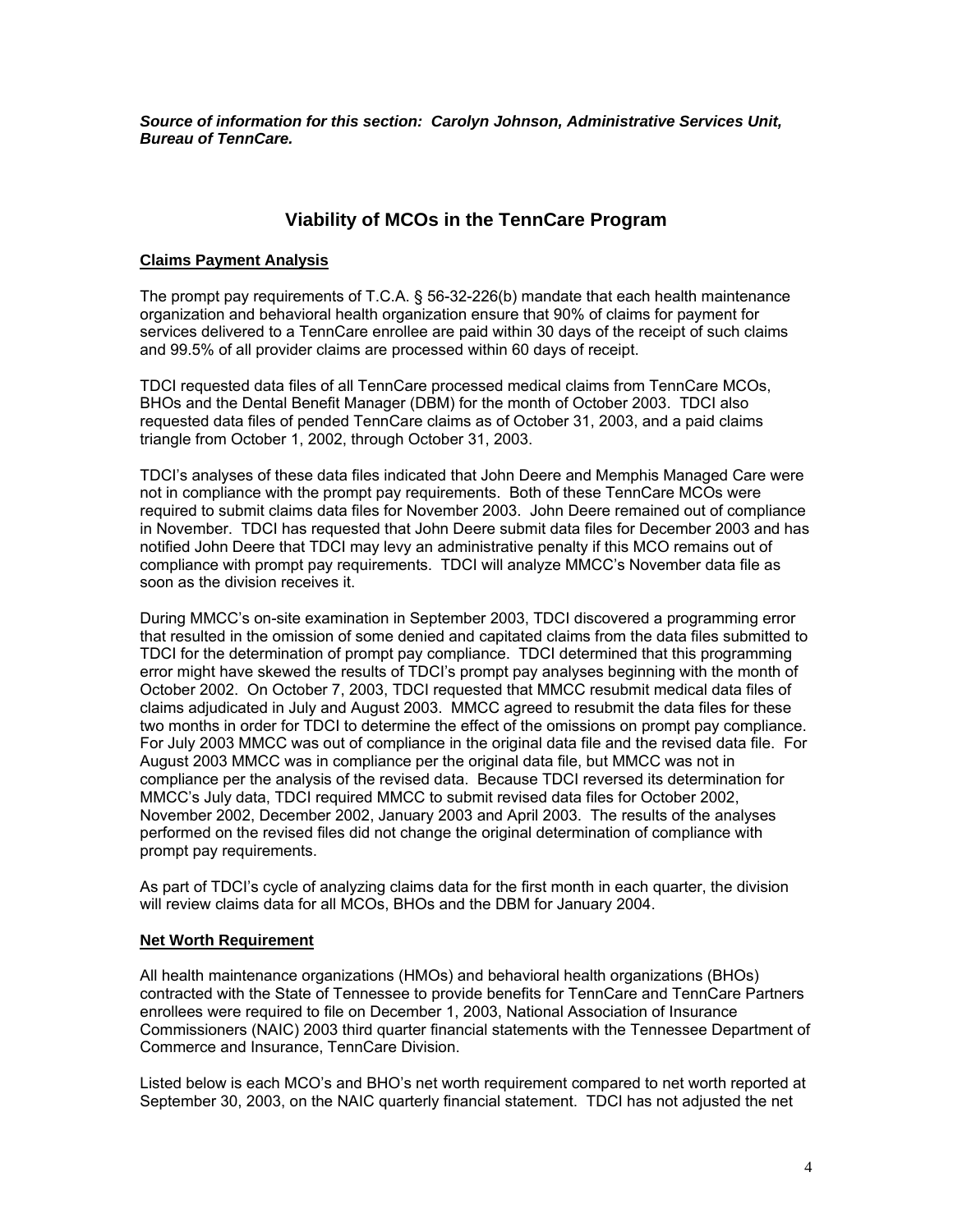***Source of information for this section: Carolyn Johnson, Administrative Services Unit, Bureau of TennCare.***

## Viability of MCOs in the TennCare Program

**Claims Payment Analysis**

The prompt pay requirements of T.C.A. § 56-32-226(b) mandate that each health maintenance organization and behavioral health organization ensure that 90% of claims for payment for services delivered to a TennCare enrollee are paid within 30 days of the receipt of such claims and 99.5% of all provider claims are processed within 60 days of receipt.

TDCI requested data files of all TennCare processed medical claims from TennCare MCOs, BHOs and the Dental Benefit Manager (DBM) for the month of October 2003. TDCI also requested data files of pended TennCare claims as of October 31, 2003, and a paid claims triangle from October 1, 2002, through October 31, 2003.

TDCI's analyses of these data files indicated that John Deere and Memphis Managed Care were not in compliance with the prompt pay requirements. Both of these TennCare MCOs were required to submit claims data files for November 2003. John Deere remained out of compliance in November. TDCI has requested that John Deere submit data files for December 2003 and has notified John Deere that TDCI may levy an administrative penalty if this MCO remains out of compliance with prompt pay requirements. TDCI will analyze MMCC's November data file as soon as the division receives it.

During MMCC's on-site examination in September 2003, TDCI discovered a programming error that resulted in the omission of some denied and capitated claims from the data files submitted to TDCI for the determination of prompt pay compliance. TDCI determined that this programming error might have skewed the results of TDCI's prompt pay analyses beginning with the month of October 2002. On October 7, 2003, TDCI requested that MMCC resubmit medical data files of claims adjudicated in July and August 2003. MMCC agreed to resubmit the data files for these two months in order for TDCI to determine the effect of the omissions on prompt pay compliance. For July 2003 MMCC was out of compliance in the original data file and the revised data file. For August 2003 MMCC was in compliance per the original data file, but MMCC was not in compliance per the analysis of the revised data. Because TDCI reversed its determination for MMCC's July data, TDCI required MMCC to submit revised data files for October 2002, November 2002, December 2002, January 2003 and April 2003. The results of the analyses performed on the revised files did not change the original determination of compliance with prompt pay requirements.

As part of TDCI's cycle of analyzing claims data for the first month in each quarter, the division will review claims data for all MCOs, BHOs and the DBM for January 2004.

**Net Worth Requirement**

All health maintenance organizations (HMOs) and behavioral health organizations (BHOs) contracted with the State of Tennessee to provide benefits for TennCare and TennCare Partners enrollees were required to file on December 1, 2003, National Association of Insurance Commissioners (NAIC) 2003 third quarter financial statements with the Tennessee Department of Commerce and Insurance, TennCare Division.

Listed below is each MCO's and BHO's net worth requirement compared to net worth reported at September 30, 2003, on the NAIC quarterly financial statement. TDCI has not adjusted the net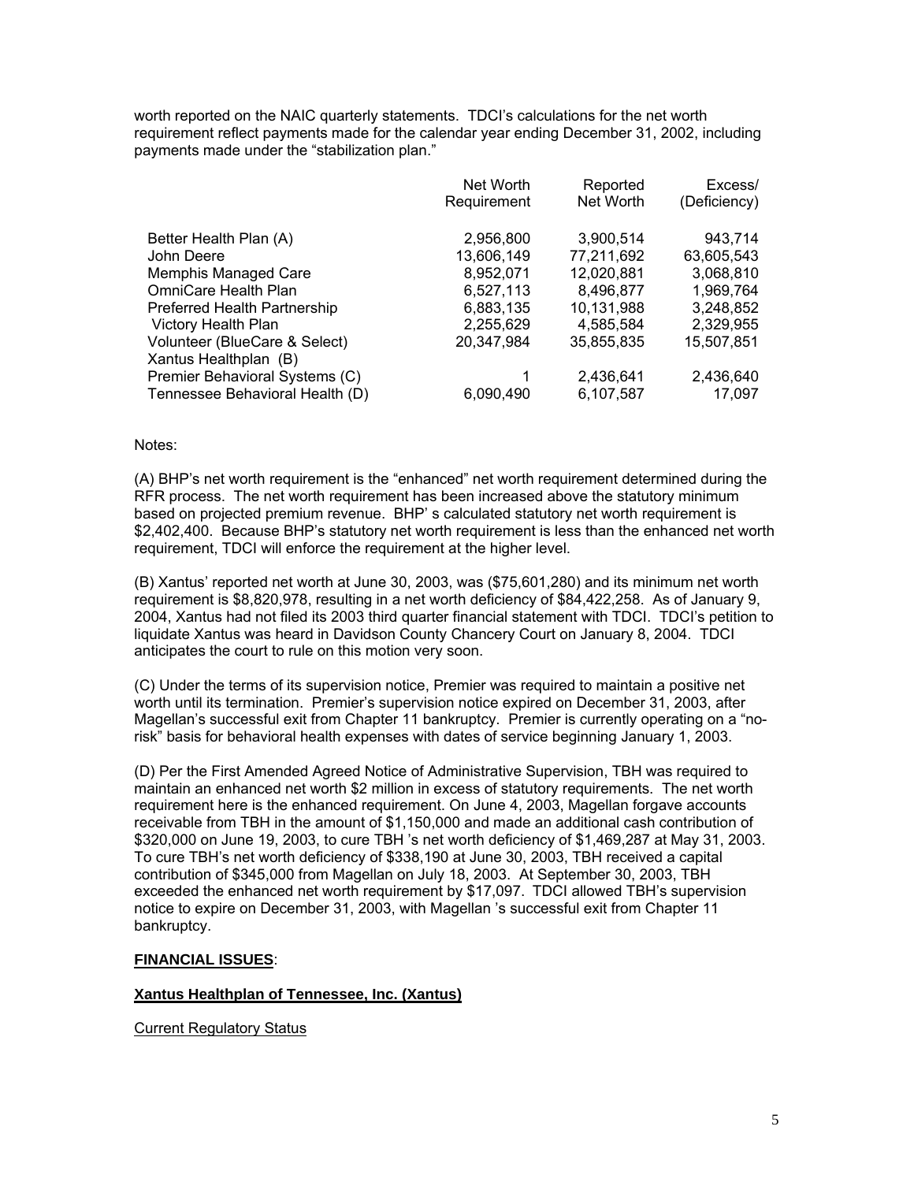worth reported on the NAIC quarterly statements. TDCI's calculations for the net worth requirement reflect payments made for the calendar year ending December 31, 2002, including payments made under the "stabilization plan."

| | Net Worth Requirement | Reported Net Worth | Excess/ (Deficiency) |
|---|---|---|---|
| Better Health Plan (A) | 2,956,800 | 3,900,514 | 943,714 |
| John Deere | 13,606,149 | 77,211,692 | 63,605,543 |
| Memphis Managed Care | 8,952,071 | 12,020,881 | 3,068,810 |
| OmniCare Health Plan | 6,527,113 | 8,496,877 | 1,969,764 |
| Preferred Health Partnership | 6,883,135 | 10,131,988 | 3,248,852 |
| Victory Health Plan | 2,255,629 | 4,585,584 | 2,329,955 |
| Volunteer (BlueCare & Select) | 20,347,984 | 35,855,835 | 15,507,851 |
| Xantus Healthplan (B) | | | |
| Premier Behavioral Systems (C) | 1 | 2,436,641 | 2,436,640 |
| Tennessee Behavioral Health (D) | 6,090,490 | 6,107,587 | 17,097 |

Notes:

(A) BHP's net worth requirement is the "enhanced" net worth requirement determined during the RFR process. The net worth requirement has been increased above the statutory minimum based on projected premium revenue. BHP' s calculated statutory net worth requirement is $2,402,400. Because BHP's statutory net worth requirement is less than the enhanced net worth requirement, TDCI will enforce the requirement at the higher level.

(B) Xantus' reported net worth at June 30, 2003, was ($75,601,280) and its minimum net worth requirement is $8,820,978, resulting in a net worth deficiency of $84,422,258. As of January 9, 2004, Xantus had not filed its 2003 third quarter financial statement with TDCI. TDCI's petition to liquidate Xantus was heard in Davidson County Chancery Court on January 8, 2004. TDCI anticipates the court to rule on this motion very soon.

(C) Under the terms of its supervision notice, Premier was required to maintain a positive net worth until its termination. Premier's supervision notice expired on December 31, 2003, after Magellan's successful exit from Chapter 11 bankruptcy. Premier is currently operating on a "no-risk" basis for behavioral health expenses with dates of service beginning January 1, 2003.

(D) Per the First Amended Agreed Notice of Administrative Supervision, TBH was required to maintain an enhanced net worth $2 million in excess of statutory requirements. The net worth requirement here is the enhanced requirement. On June 4, 2003, Magellan forgave accounts receivable from TBH in the amount of $1,150,000 and made an additional cash contribution of $320,000 on June 19, 2003, to cure TBH 's net worth deficiency of $1,469,287 at May 31, 2003. To cure TBH's net worth deficiency of $338,190 at June 30, 2003, TBH received a capital contribution of $345,000 from Magellan on July 18, 2003. At September 30, 2003, TBH exceeded the enhanced net worth requirement by $17,097. TDCI allowed TBH's supervision notice to expire on December 31, 2003, with Magellan 's successful exit from Chapter 11 bankruptcy.

## **FINANCIAL ISSUES**:

### **Xantus Healthplan of Tennessee, Inc. (Xantus)**

Current Regulatory Status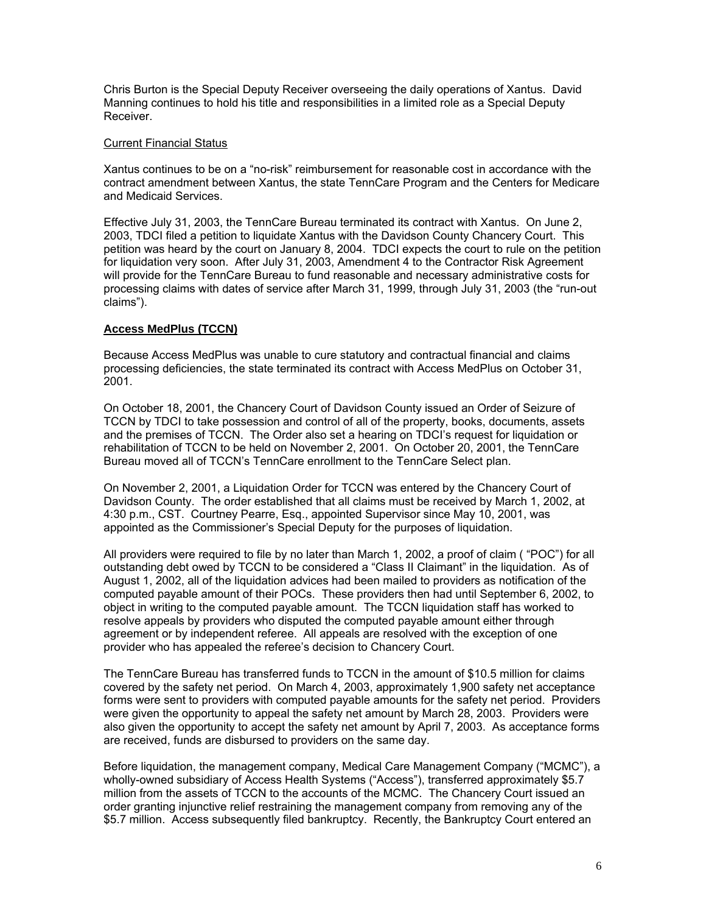Chris Burton is the Special Deputy Receiver overseeing the daily operations of Xantus. David Manning continues to hold his title and responsibilities in a limited role as a Special Deputy Receiver.

<u>Current Financial Status</u>

Xantus continues to be on a "no-risk" reimbursement for reasonable cost in accordance with the contract amendment between Xantus, the state TennCare Program and the Centers for Medicare and Medicaid Services.

Effective July 31, 2003, the TennCare Bureau terminated its contract with Xantus. On June 2, 2003, TDCI filed a petition to liquidate Xantus with the Davidson County Chancery Court. This petition was heard by the court on January 8, 2004. TDCI expects the court to rule on the petition for liquidation very soon. After July 31, 2003, Amendment 4 to the Contractor Risk Agreement will provide for the TennCare Bureau to fund reasonable and necessary administrative costs for processing claims with dates of service after March 31, 1999, through July 31, 2003 (the "run-out claims").

**<u>Access MedPlus (TCCN)</u>**

Because Access MedPlus was unable to cure statutory and contractual financial and claims processing deficiencies, the state terminated its contract with Access MedPlus on October 31, 2001.

On October 18, 2001, the Chancery Court of Davidson County issued an Order of Seizure of TCCN by TDCI to take possession and control of all of the property, books, documents, assets and the premises of TCCN. The Order also set a hearing on TDCI's request for liquidation or rehabilitation of TCCN to be held on November 2, 2001. On October 20, 2001, the TennCare Bureau moved all of TCCN's TennCare enrollment to the TennCare Select plan.

On November 2, 2001, a Liquidation Order for TCCN was entered by the Chancery Court of Davidson County. The order established that all claims must be received by March 1, 2002, at 4:30 p.m., CST. Courtney Pearre, Esq., appointed Supervisor since May 10, 2001, was appointed as the Commissioner's Special Deputy for the purposes of liquidation.

All providers were required to file by no later than March 1, 2002, a proof of claim ( "POC") for all outstanding debt owed by TCCN to be considered a "Class II Claimant" in the liquidation. As of August 1, 2002, all of the liquidation advices had been mailed to providers as notification of the computed payable amount of their POCs. These providers then had until September 6, 2002, to object in writing to the computed payable amount. The TCCN liquidation staff has worked to resolve appeals by providers who disputed the computed payable amount either through agreement or by independent referee. All appeals are resolved with the exception of one provider who has appealed the referee's decision to Chancery Court.

The TennCare Bureau has transferred funds to TCCN in the amount of $10.5 million for claims covered by the safety net period. On March 4, 2003, approximately 1,900 safety net acceptance forms were sent to providers with computed payable amounts for the safety net period. Providers were given the opportunity to appeal the safety net amount by March 28, 2003. Providers were also given the opportunity to accept the safety net amount by April 7, 2003. As acceptance forms are received, funds are disbursed to providers on the same day.

Before liquidation, the management company, Medical Care Management Company ("MCMC"), a wholly-owned subsidiary of Access Health Systems ("Access"), transferred approximately $5.7 million from the assets of TCCN to the accounts of the MCMC. The Chancery Court issued an order granting injunctive relief restraining the management company from removing any of the $5.7 million. Access subsequently filed bankruptcy. Recently, the Bankruptcy Court entered an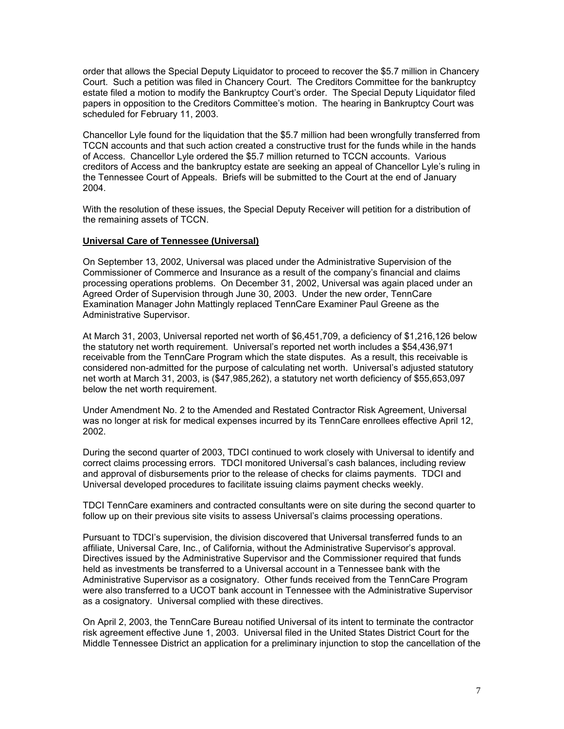order that allows the Special Deputy Liquidator to proceed to recover the $5.7 million in Chancery Court. Such a petition was filed in Chancery Court. The Creditors Committee for the bankruptcy estate filed a motion to modify the Bankruptcy Court's order. The Special Deputy Liquidator filed papers in opposition to the Creditors Committee's motion. The hearing in Bankruptcy Court was scheduled for February 11, 2003.

Chancellor Lyle found for the liquidation that the $5.7 million had been wrongfully transferred from TCCN accounts and that such action created a constructive trust for the funds while in the hands of Access. Chancellor Lyle ordered the $5.7 million returned to TCCN accounts. Various creditors of Access and the bankruptcy estate are seeking an appeal of Chancellor Lyle's ruling in the Tennessee Court of Appeals. Briefs will be submitted to the Court at the end of January 2004.

With the resolution of these issues, the Special Deputy Receiver will petition for a distribution of the remaining assets of TCCN.

**Universal Care of Tennessee (Universal)**

On September 13, 2002, Universal was placed under the Administrative Supervision of the Commissioner of Commerce and Insurance as a result of the company's financial and claims processing operations problems. On December 31, 2002, Universal was again placed under an Agreed Order of Supervision through June 30, 2003. Under the new order, TennCare Examination Manager John Mattingly replaced TennCare Examiner Paul Greene as the Administrative Supervisor.

At March 31, 2003, Universal reported net worth of $6,451,709, a deficiency of $1,216,126 below the statutory net worth requirement. Universal's reported net worth includes a $54,436,971 receivable from the TennCare Program which the state disputes. As a result, this receivable is considered non-admitted for the purpose of calculating net worth. Universal's adjusted statutory net worth at March 31, 2003, is ($47,985,262), a statutory net worth deficiency of $55,653,097 below the net worth requirement.

Under Amendment No. 2 to the Amended and Restated Contractor Risk Agreement, Universal was no longer at risk for medical expenses incurred by its TennCare enrollees effective April 12, 2002.

During the second quarter of 2003, TDCI continued to work closely with Universal to identify and correct claims processing errors. TDCI monitored Universal's cash balances, including review and approval of disbursements prior to the release of checks for claims payments. TDCI and Universal developed procedures to facilitate issuing claims payment checks weekly.

TDCI TennCare examiners and contracted consultants were on site during the second quarter to follow up on their previous site visits to assess Universal's claims processing operations.

Pursuant to TDCI's supervision, the division discovered that Universal transferred funds to an affiliate, Universal Care, Inc., of California, without the Administrative Supervisor's approval. Directives issued by the Administrative Supervisor and the Commissioner required that funds held as investments be transferred to a Universal account in a Tennessee bank with the Administrative Supervisor as a cosignatory. Other funds received from the TennCare Program were also transferred to a UCOT bank account in Tennessee with the Administrative Supervisor as a cosignatory. Universal complied with these directives.

On April 2, 2003, the TennCare Bureau notified Universal of its intent to terminate the contractor risk agreement effective June 1, 2003. Universal filed in the United States District Court for the Middle Tennessee District an application for a preliminary injunction to stop the cancellation of the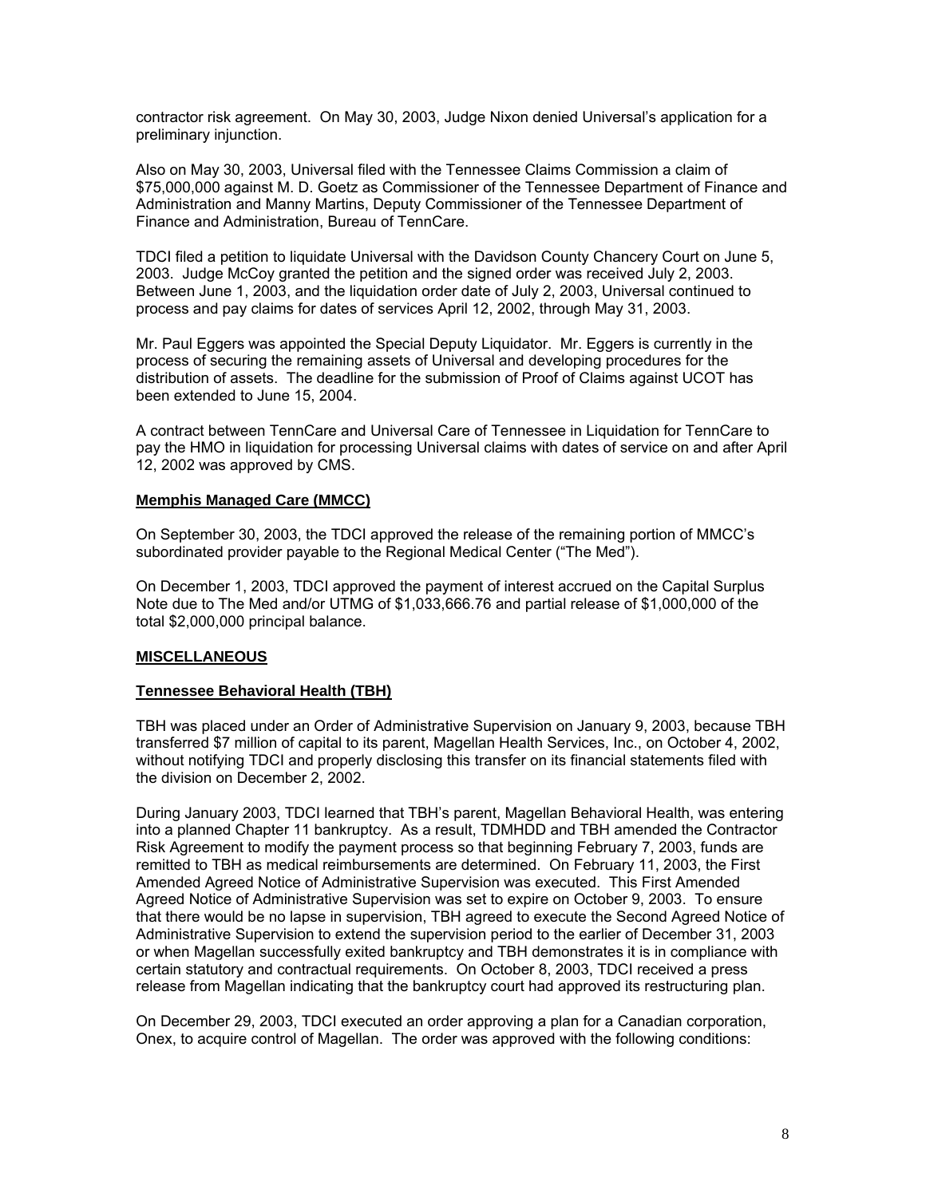contractor risk agreement. On May 30, 2003, Judge Nixon denied Universal's application for a preliminary injunction.

Also on May 30, 2003, Universal filed with the Tennessee Claims Commission a claim of $75,000,000 against M. D. Goetz as Commissioner of the Tennessee Department of Finance and Administration and Manny Martins, Deputy Commissioner of the Tennessee Department of Finance and Administration, Bureau of TennCare.

TDCI filed a petition to liquidate Universal with the Davidson County Chancery Court on June 5, 2003. Judge McCoy granted the petition and the signed order was received July 2, 2003. Between June 1, 2003, and the liquidation order date of July 2, 2003, Universal continued to process and pay claims for dates of services April 12, 2002, through May 31, 2003.

Mr. Paul Eggers was appointed the Special Deputy Liquidator. Mr. Eggers is currently in the process of securing the remaining assets of Universal and developing procedures for the distribution of assets. The deadline for the submission of Proof of Claims against UCOT has been extended to June 15, 2004.

A contract between TennCare and Universal Care of Tennessee in Liquidation for TennCare to pay the HMO in liquidation for processing Universal claims with dates of service on and after April 12, 2002 was approved by CMS.

**Memphis Managed Care (MMCC)**

On September 30, 2003, the TDCI approved the release of the remaining portion of MMCC's subordinated provider payable to the Regional Medical Center ("The Med").

On December 1, 2003, TDCI approved the payment of interest accrued on the Capital Surplus Note due to The Med and/or UTMG of $1,033,666.76 and partial release of $1,000,000 of the total $2,000,000 principal balance.

## MISCELLANEOUS

**Tennessee Behavioral Health (TBH)**

TBH was placed under an Order of Administrative Supervision on January 9, 2003, because TBH transferred $7 million of capital to its parent, Magellan Health Services, Inc., on October 4, 2002, without notifying TDCI and properly disclosing this transfer on its financial statements filed with the division on December 2, 2002.

During January 2003, TDCI learned that TBH's parent, Magellan Behavioral Health, was entering into a planned Chapter 11 bankruptcy. As a result, TDMHDD and TBH amended the Contractor Risk Agreement to modify the payment process so that beginning February 7, 2003, funds are remitted to TBH as medical reimbursements are determined. On February 11, 2003, the First Amended Agreed Notice of Administrative Supervision was executed. This First Amended Agreed Notice of Administrative Supervision was set to expire on October 9, 2003. To ensure that there would be no lapse in supervision, TBH agreed to execute the Second Agreed Notice of Administrative Supervision to extend the supervision period to the earlier of December 31, 2003 or when Magellan successfully exited bankruptcy and TBH demonstrates it is in compliance with certain statutory and contractual requirements. On October 8, 2003, TDCI received a press release from Magellan indicating that the bankruptcy court had approved its restructuring plan.

On December 29, 2003, TDCI executed an order approving a plan for a Canadian corporation, Onex, to acquire control of Magellan. The order was approved with the following conditions: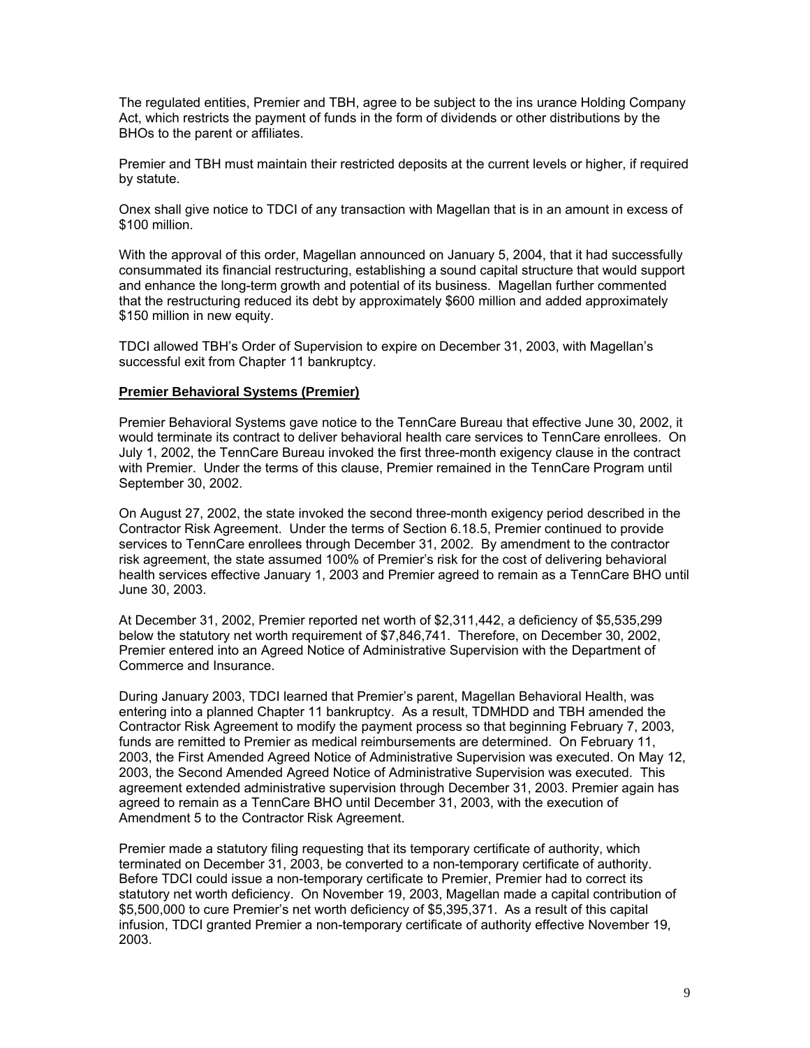The regulated entities, Premier and TBH, agree to be subject to the ins urance Holding Company Act, which restricts the payment of funds in the form of dividends or other distributions by the BHOs to the parent or affiliates.

Premier and TBH must maintain their restricted deposits at the current levels or higher, if required by statute.

Onex shall give notice to TDCI of any transaction with Magellan that is in an amount in excess of $100 million.

With the approval of this order, Magellan announced on January 5, 2004, that it had successfully consummated its financial restructuring, establishing a sound capital structure that would support and enhance the long-term growth and potential of its business. Magellan further commented that the restructuring reduced its debt by approximately $600 million and added approximately $150 million in new equity.

TDCI allowed TBH's Order of Supervision to expire on December 31, 2003, with Magellan's successful exit from Chapter 11 bankruptcy.

**Premier Behavioral Systems (Premier)**

Premier Behavioral Systems gave notice to the TennCare Bureau that effective June 30, 2002, it would terminate its contract to deliver behavioral health care services to TennCare enrollees. On July 1, 2002, the TennCare Bureau invoked the first three-month exigency clause in the contract with Premier. Under the terms of this clause, Premier remained in the TennCare Program until September 30, 2002.

On August 27, 2002, the state invoked the second three-month exigency period described in the Contractor Risk Agreement. Under the terms of Section 6.18.5, Premier continued to provide services to TennCare enrollees through December 31, 2002. By amendment to the contractor risk agreement, the state assumed 100% of Premier's risk for the cost of delivering behavioral health services effective January 1, 2003 and Premier agreed to remain as a TennCare BHO until June 30, 2003.

At December 31, 2002, Premier reported net worth of $2,311,442, a deficiency of $5,535,299 below the statutory net worth requirement of $7,846,741. Therefore, on December 30, 2002, Premier entered into an Agreed Notice of Administrative Supervision with the Department of Commerce and Insurance.

During January 2003, TDCI learned that Premier's parent, Magellan Behavioral Health, was entering into a planned Chapter 11 bankruptcy. As a result, TDMHDD and TBH amended the Contractor Risk Agreement to modify the payment process so that beginning February 7, 2003, funds are remitted to Premier as medical reimbursements are determined. On February 11, 2003, the First Amended Agreed Notice of Administrative Supervision was executed. On May 12, 2003, the Second Amended Agreed Notice of Administrative Supervision was executed. This agreement extended administrative supervision through December 31, 2003. Premier again has agreed to remain as a TennCare BHO until December 31, 2003, with the execution of Amendment 5 to the Contractor Risk Agreement.

Premier made a statutory filing requesting that its temporary certificate of authority, which terminated on December 31, 2003, be converted to a non-temporary certificate of authority. Before TDCI could issue a non-temporary certificate to Premier, Premier had to correct its statutory net worth deficiency. On November 19, 2003, Magellan made a capital contribution of $5,500,000 to cure Premier's net worth deficiency of $5,395,371. As a result of this capital infusion, TDCI granted Premier a non-temporary certificate of authority effective November 19, 2003.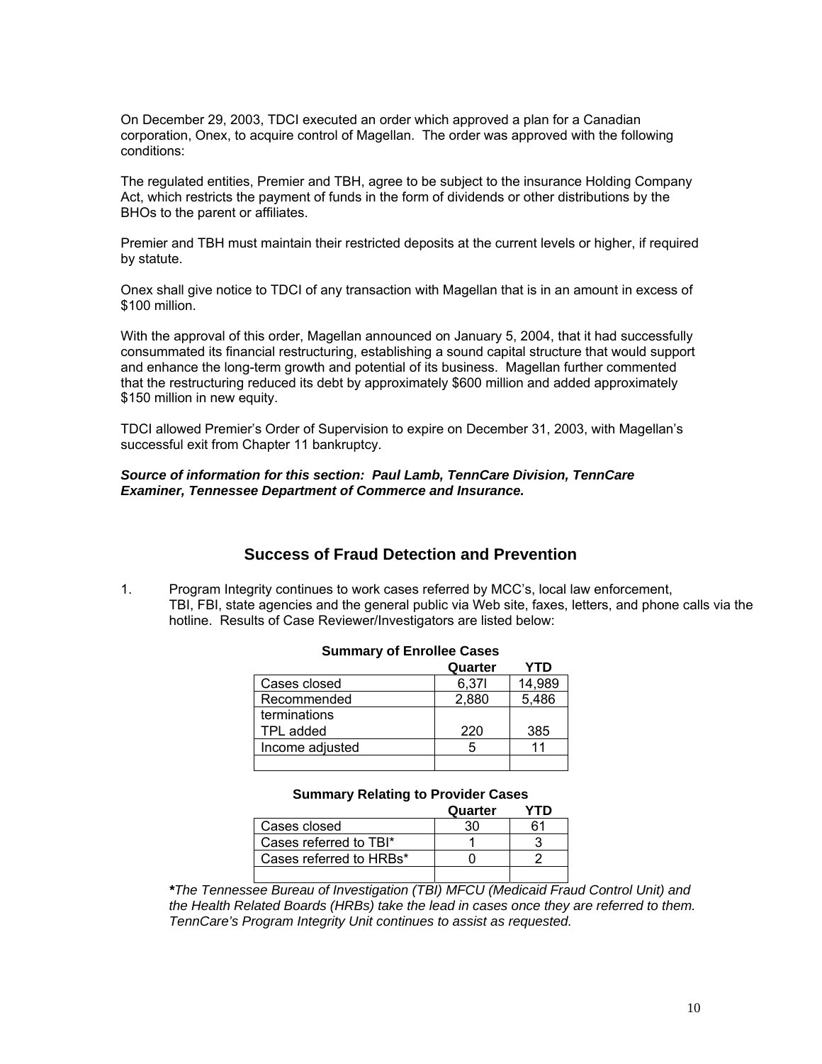On December 29, 2003, TDCI executed an order which approved a plan for a Canadian corporation, Onex, to acquire control of Magellan. The order was approved with the following conditions:

The regulated entities, Premier and TBH, agree to be subject to the insurance Holding Company Act, which restricts the payment of funds in the form of dividends or other distributions by the BHOs to the parent or affiliates.

Premier and TBH must maintain their restricted deposits at the current levels or higher, if required by statute.

Onex shall give notice to TDCI of any transaction with Magellan that is in an amount in excess of $100 million.

With the approval of this order, Magellan announced on January 5, 2004, that it had successfully consummated its financial restructuring, establishing a sound capital structure that would support and enhance the long-term growth and potential of its business. Magellan further commented that the restructuring reduced its debt by approximately $600 million and added approximately $150 million in new equity.

TDCI allowed Premier's Order of Supervision to expire on December 31, 2003, with Magellan's successful exit from Chapter 11 bankruptcy.

***Source of information for this section: Paul Lamb, TennCare Division, TennCare Examiner, Tennessee Department of Commerce and Insurance.***

## Success of Fraud Detection and Prevention

1. Program Integrity continues to work cases referred by MCC's, local law enforcement, TBI, FBI, state agencies and the general public via Web site, faxes, letters, and phone calls via the hotline. Results of Case Reviewer/Investigators are listed below:

**Summary of Enrollee Cases**

| | Quarter | YTD |
|---|---|---|
| Cases closed | 6,37l | 14,989 |
| Recommended terminations | 2,880 | 5,486 |
| TPL added | 220 | 385 |
| Income adjusted | 5 | 11 |
| | | |

**Summary Relating to Provider Cases**

| | Quarter | YTD |
|---|---|---|
| Cases closed | 30 | 61 |
| Cases referred to TBI* | 1 | 3 |
| Cases referred to HRBs* | 0 | 2 |
| | | |

***The Tennessee Bureau of Investigation (TBI) MFCU (Medicaid Fraud Control Unit) and the Health Related Boards (HRBs) take the lead in cases once they are referred to them. TennCare's Program Integrity Unit continues to assist as requested.***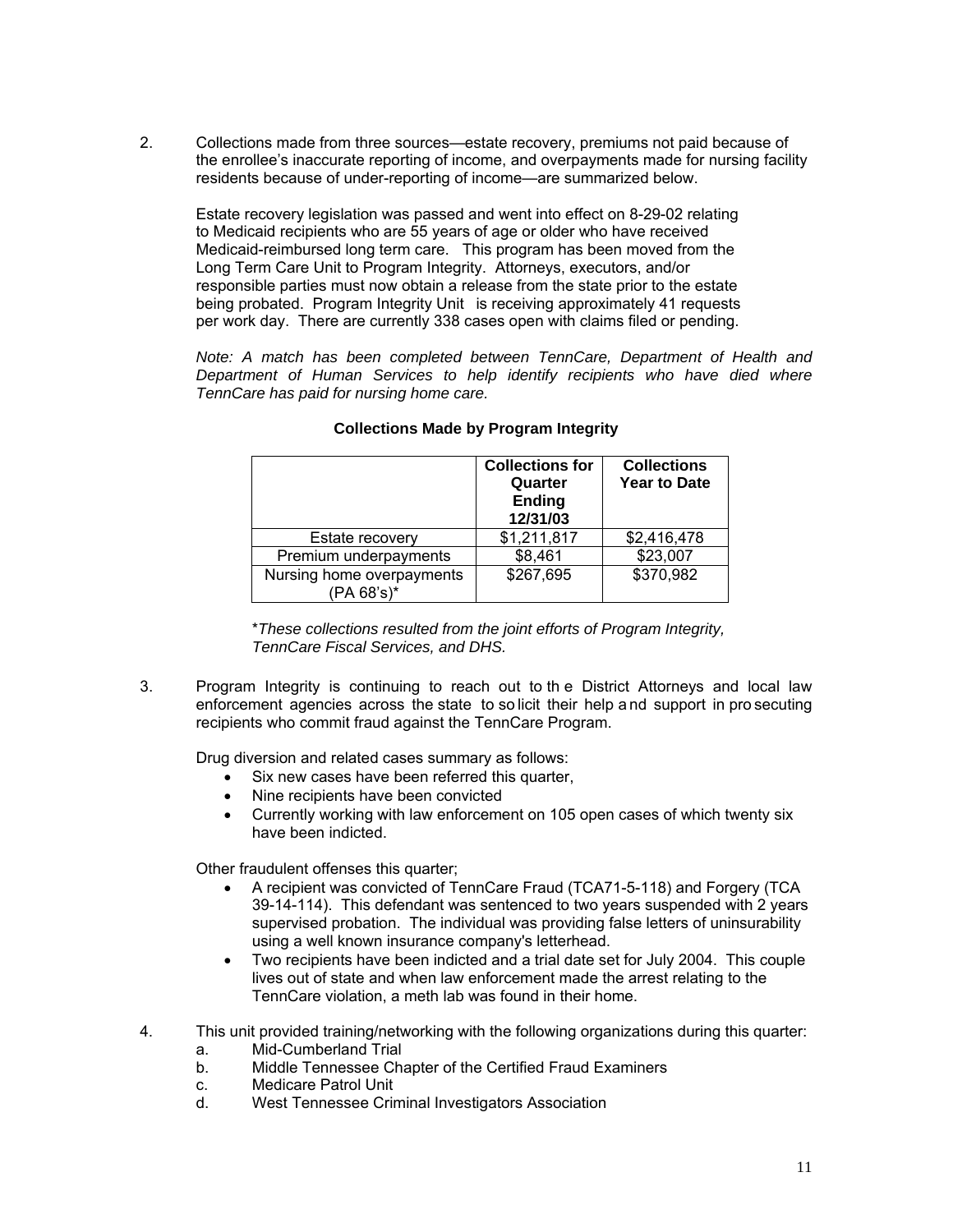2. Collections made from three sources—estate recovery, premiums not paid because of the enrollee's inaccurate reporting of income, and overpayments made for nursing facility residents because of under-reporting of income—are summarized below.

   Estate recovery legislation was passed and went into effect on 8-29-02 relating to Medicaid recipients who are 55 years of age or older who have received Medicaid-reimbursed long term care. This program has been moved from the Long Term Care Unit to Program Integrity. Attorneys, executors, and/or responsible parties must now obtain a release from the state prior to the estate being probated. Program Integrity Unit is receiving approximately 41 requests per work day. There are currently 338 cases open with claims filed or pending.

   *Note: A match has been completed between TennCare, Department of Health and Department of Human Services to help identify recipients who have died where TennCare has paid for nursing home care.*

   **Collections Made by Program Integrity**

   | | Collections for Quarter Ending 12/31/03 | Collections Year to Date |
   |---|---|---|
   | Estate recovery | $1,211,817 | $2,416,478 |
   | Premium underpayments | $8,461 | $23,007 |
   | Nursing home overpayments (PA 68's)* | $267,695 | $370,982 |

   \**These collections resulted from the joint efforts of Program Integrity, TennCare Fiscal Services, and DHS.*

3. Program Integrity is continuing to reach out to the District Attorneys and local law enforcement agencies across the state to solicit their help and support in prosecuting recipients who commit fraud against the TennCare Program.

   Drug diversion and related cases summary as follows:
   - Six new cases have been referred this quarter,
   - Nine recipients have been convicted
   - Currently working with law enforcement on 105 open cases of which twenty six have been indicted.

   Other fraudulent offenses this quarter;
   - A recipient was convicted of TennCare Fraud (TCA71-5-118) and Forgery (TCA 39-14-114). This defendant was sentenced to two years suspended with 2 years supervised probation. The individual was providing false letters of uninsurability using a well known insurance company's letterhead.
   - Two recipients have been indicted and a trial date set for July 2004. This couple lives out of state and when law enforcement made the arrest relating to the TennCare violation, a meth lab was found in their home.

4. This unit provided training/networking with the following organizations during this quarter:
   a. Mid-Cumberland Trial
   b. Middle Tennessee Chapter of the Certified Fraud Examiners
   c. Medicare Patrol Unit
   d. West Tennessee Criminal Investigators Association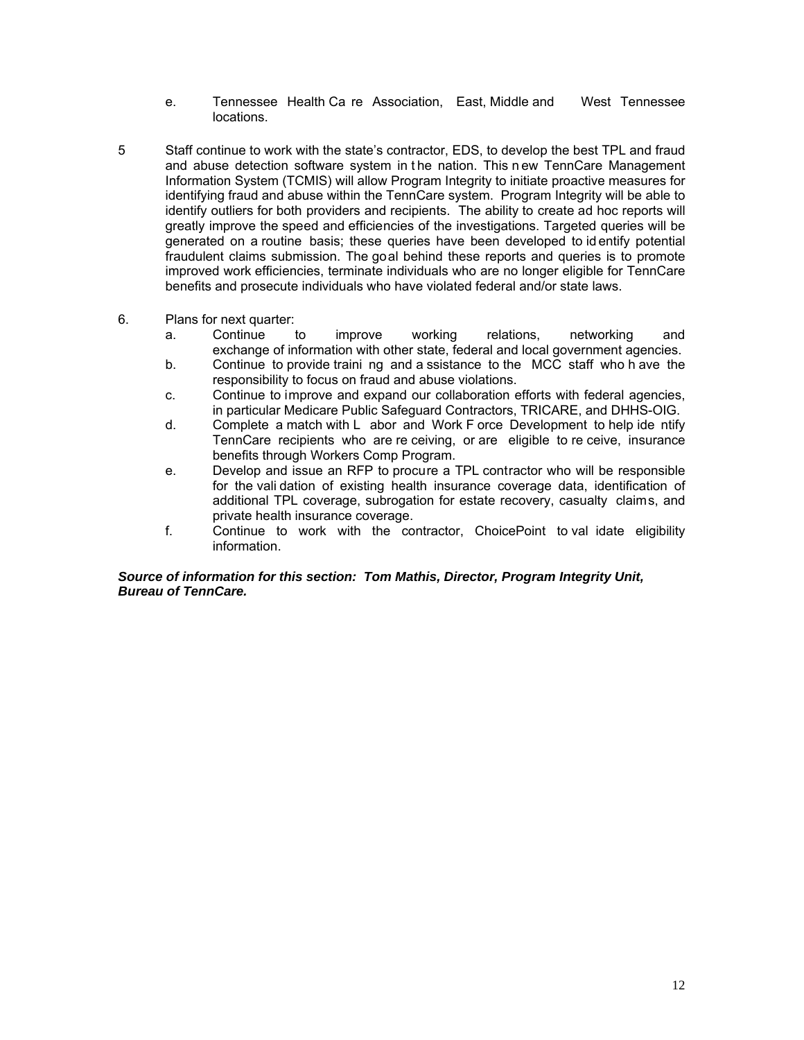e. Tennessee Health Care Association, East, Middle and West Tennessee locations.

5 Staff continue to work with the state's contractor, EDS, to develop the best TPL and fraud and abuse detection software system in the nation. This new TennCare Management Information System (TCMIS) will allow Program Integrity to initiate proactive measures for identifying fraud and abuse within the TennCare system. Program Integrity will be able to identify outliers for both providers and recipients. The ability to create ad hoc reports will greatly improve the speed and efficiencies of the investigations. Targeted queries will be generated on a routine basis; these queries have been developed to identify potential fraudulent claims submission. The goal behind these reports and queries is to promote improved work efficiencies, terminate individuals who are no longer eligible for TennCare benefits and prosecute individuals who have violated federal and/or state laws.

6. Plans for next quarter:
   a. Continue to improve working relations, networking and exchange of information with other state, federal and local government agencies.
   b. Continue to provide training and assistance to the MCC staff who have the responsibility to focus on fraud and abuse violations.
   c. Continue to improve and expand our collaboration efforts with federal agencies, in particular Medicare Public Safeguard Contractors, TRICARE, and DHHS-OIG.
   d. Complete a match with Labor and Work Force Development to help identify TennCare recipients who are receiving, or are eligible to receive, insurance benefits through Workers Comp Program.
   e. Develop and issue an RFP to procure a TPL contractor who will be responsible for the validation of existing health insurance coverage data, identification of additional TPL coverage, subrogation for estate recovery, casualty claims, and private health insurance coverage.
   f. Continue to work with the contractor, ChoicePoint to validate eligibility information.

***Source of information for this section: Tom Mathis, Director, Program Integrity Unit, Bureau of TennCare.***